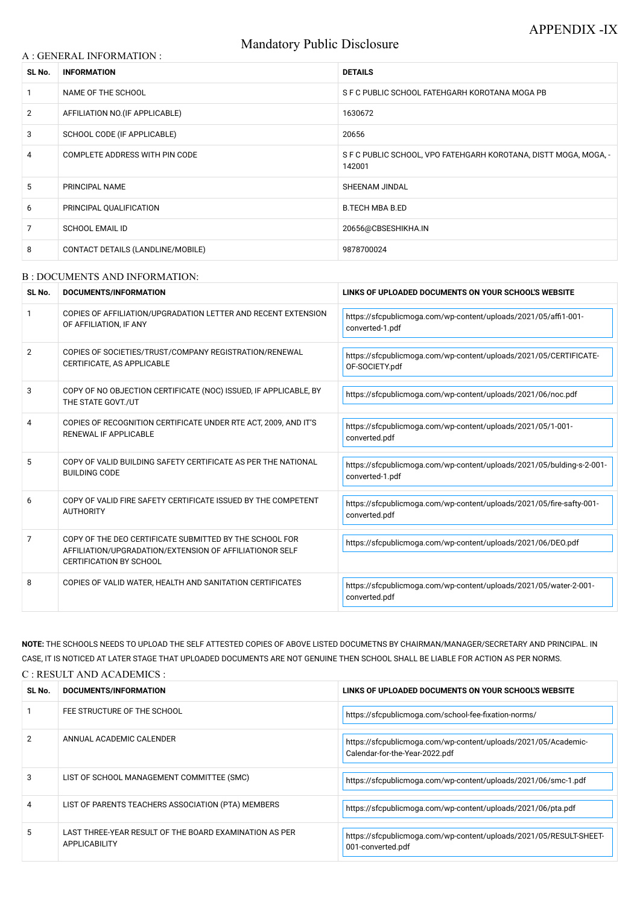APPENDIX -IX

# Mandatory Public Disclosure

## A : GENERAL INFORMATION :

| SL No. | INFORMATION | DETAILS |
|---|---|---|
| 1 | NAME OF THE SCHOOL | S F C PUBLIC SCHOOL FATEHGARH KOROTANA MOGA PB |
| 2 | AFFILIATION NO.(IF APPLICABLE) | 1630672 |
| 3 | SCHOOL CODE (IF APPLICABLE) | 20656 |
| 4 | COMPLETE ADDRESS WITH PIN CODE | S F C PUBLIC SCHOOL, VPO FATEHGARH KOROTANA, DISTT MOGA, MOGA, - 142001 |
| 5 | PRINCIPAL NAME | SHEENAM JINDAL |
| 6 | PRINCIPAL QUALIFICATION | B.TECH MBA B.ED |
| 7 | SCHOOL EMAIL ID | 20656@CBSESHIKHA.IN |
| 8 | CONTACT DETAILS (LANDLINE/MOBILE) | 9878700024 |

## B : DOCUMENTS AND INFORMATION:

| SL No. | DOCUMENTS/INFORMATION | LINKS OF UPLOADED DOCUMENTS ON YOUR SCHOOL'S WEBSITE |
|---|---|---|
| 1 | COPIES OF AFFILIATION/UPGRADATION LETTER AND RECENT EXTENSION OF AFFILIATION, IF ANY | https://sfcpublicmoga.com/wp-content/uploads/2021/05/affi1-001-converted-1.pdf |
| 2 | COPIES OF SOCIETIES/TRUST/COMPANY REGISTRATION/RENEWAL CERTIFICATE, AS APPLICABLE | https://sfcpublicmoga.com/wp-content/uploads/2021/05/CERTIFICATE-OF-SOCIETY.pdf |
| 3 | COPY OF NO OBJECTION CERTIFICATE (NOC) ISSUED, IF APPLICABLE, BY THE STATE GOVT./UT | https://sfcpublicmoga.com/wp-content/uploads/2021/06/noc.pdf |
| 4 | COPIES OF RECOGNITION CERTIFICATE UNDER RTE ACT, 2009, AND IT'S RENEWAL IF APPLICABLE | https://sfcpublicmoga.com/wp-content/uploads/2021/05/1-001-converted.pdf |
| 5 | COPY OF VALID BUILDING SAFETY CERTIFICATE AS PER THE NATIONAL BUILDING CODE | https://sfcpublicmoga.com/wp-content/uploads/2021/05/bulding-s-2-001-converted-1.pdf |
| 6 | COPY OF VALID FIRE SAFETY CERTIFICATE ISSUED BY THE COMPETENT AUTHORITY | https://sfcpublicmoga.com/wp-content/uploads/2021/05/fire-safty-001-converted.pdf |
| 7 | COPY OF THE DEO CERTIFICATE SUBMITTED BY THE SCHOOL FOR AFFILIATION/UPGRADATION/EXTENSION OF AFFILIATIONOR SELF CERTIFICATION BY SCHOOL | https://sfcpublicmoga.com/wp-content/uploads/2021/06/DEO.pdf |
| 8 | COPIES OF VALID WATER, HEALTH AND SANITATION CERTIFICATES | https://sfcpublicmoga.com/wp-content/uploads/2021/05/water-2-001-converted.pdf |

**NOTE:** THE SCHOOLS NEEDS TO UPLOAD THE SELF ATTESTED COPIES OF ABOVE LISTED DOCUMETNS BY CHAIRMAN/MANAGER/SECRETARY AND PRINCIPAL. IN CASE, IT IS NOTICED AT LATER STAGE THAT UPLOADED DOCUMENTS ARE NOT GENUINE THEN SCHOOL SHALL BE LIABLE FOR ACTION AS PER NORMS.

## C : RESULT AND ACADEMICS :

| SL No. | DOCUMENTS/INFORMATION | LINKS OF UPLOADED DOCUMENTS ON YOUR SCHOOL'S WEBSITE |
|---|---|---|
| 1 | FEE STRUCTURE OF THE SCHOOL | https://sfcpublicmoga.com/school-fee-fixation-norms/ |
| 2 | ANNUAL ACADEMIC CALENDER | https://sfcpublicmoga.com/wp-content/uploads/2021/05/Academic-Calendar-for-the-Year-2022.pdf |
| 3 | LIST OF SCHOOL MANAGEMENT COMMITTEE (SMC) | https://sfcpublicmoga.com/wp-content/uploads/2021/06/smc-1.pdf |
| 4 | LIST OF PARENTS TEACHERS ASSOCIATION (PTA) MEMBERS | https://sfcpublicmoga.com/wp-content/uploads/2021/06/pta.pdf |
| 5 | LAST THREE-YEAR RESULT OF THE BOARD EXAMINATION AS PER APPLICABILITY | https://sfcpublicmoga.com/wp-content/uploads/2021/05/RESULT-SHEET-001-converted.pdf |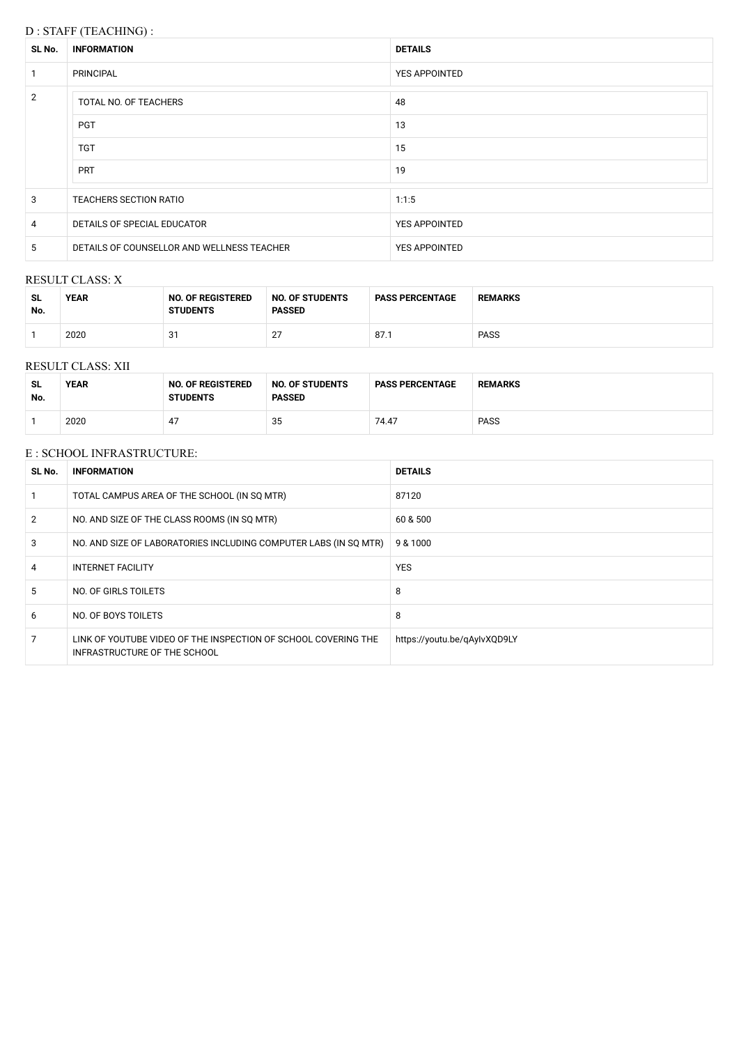## D : STAFF (TEACHING) :

| SL No. | INFORMATION | DETAILS |
|---|---|---|
| 1 | PRINCIPAL | YES APPOINTED |
| 2 | TOTAL NO. OF TEACHERS | 48 |
| | PGT | 13 |
| | TGT | 15 |
| | PRT | 19 |
| 3 | TEACHERS SECTION RATIO | 1:1:5 |
| 4 | DETAILS OF SPECIAL EDUCATOR | YES APPOINTED |
| 5 | DETAILS OF COUNSELLOR AND WELLNESS TEACHER | YES APPOINTED |

## RESULT CLASS: X

| SL No. | YEAR | NO. OF REGISTERED STUDENTS | NO. OF STUDENTS PASSED | PASS PERCENTAGE | REMARKS |
|---|---|---|---|---|---|
| 1 | 2020 | 31 | 27 | 87.1 | PASS |

## RESULT CLASS: XII

| SL No. | YEAR | NO. OF REGISTERED STUDENTS | NO. OF STUDENTS PASSED | PASS PERCENTAGE | REMARKS |
|---|---|---|---|---|---|
| 1 | 2020 | 47 | 35 | 74.47 | PASS |

## E : SCHOOL INFRASTRUCTURE:

| SL No. | INFORMATION | DETAILS |
|---|---|---|
| 1 | TOTAL CAMPUS AREA OF THE SCHOOL (IN SQ MTR) | 87120 |
| 2 | NO. AND SIZE OF THE CLASS ROOMS (IN SQ MTR) | 60 & 500 |
| 3 | NO. AND SIZE OF LABORATORIES INCLUDING COMPUTER LABS (IN SQ MTR) | 9 & 1000 |
| 4 | INTERNET FACILITY | YES |
| 5 | NO. OF GIRLS TOILETS | 8 |
| 6 | NO. OF BOYS TOILETS | 8 |
| 7 | LINK OF YOUTUBE VIDEO OF THE INSPECTION OF SCHOOL COVERING THE INFRASTRUCTURE OF THE SCHOOL | https://youtu.be/qAylvXQD9LY |